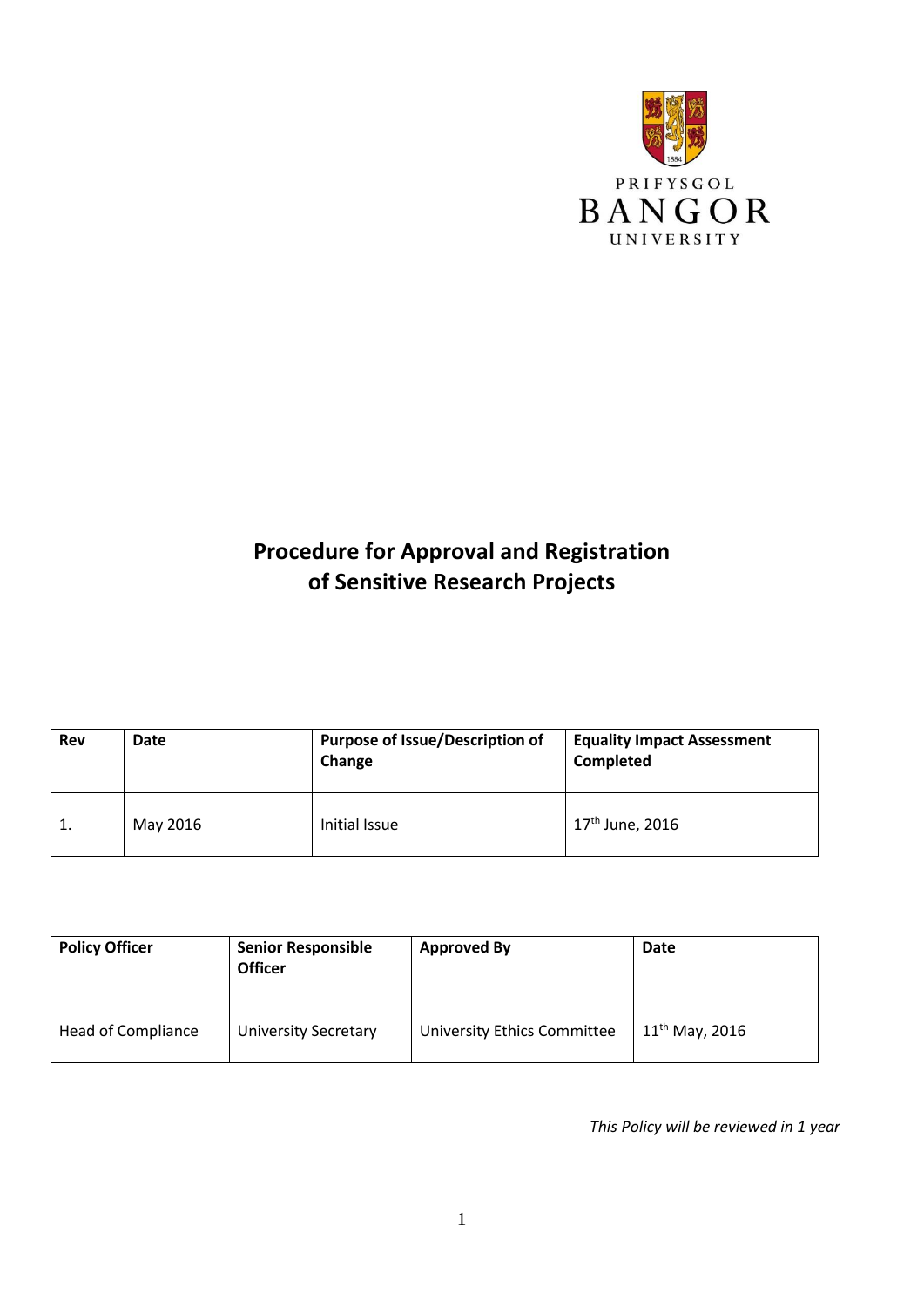PRIFYSGOL
BANGOR
UNIVERSITY

# Procedure for Approval and Registration of Sensitive Research Projects

| Rev | Date | Purpose of Issue/Description of Change | Equality Impact Assessment Completed |
|---|---|---|---|
| 1. | May 2016 | Initial Issue | 17th June, 2016 |

| Policy Officer | Senior Responsible Officer | Approved By | Date |
|---|---|---|---|
| Head of Compliance | University Secretary | University Ethics Committee | 11th May, 2016 |

*This Policy will be reviewed in 1 year*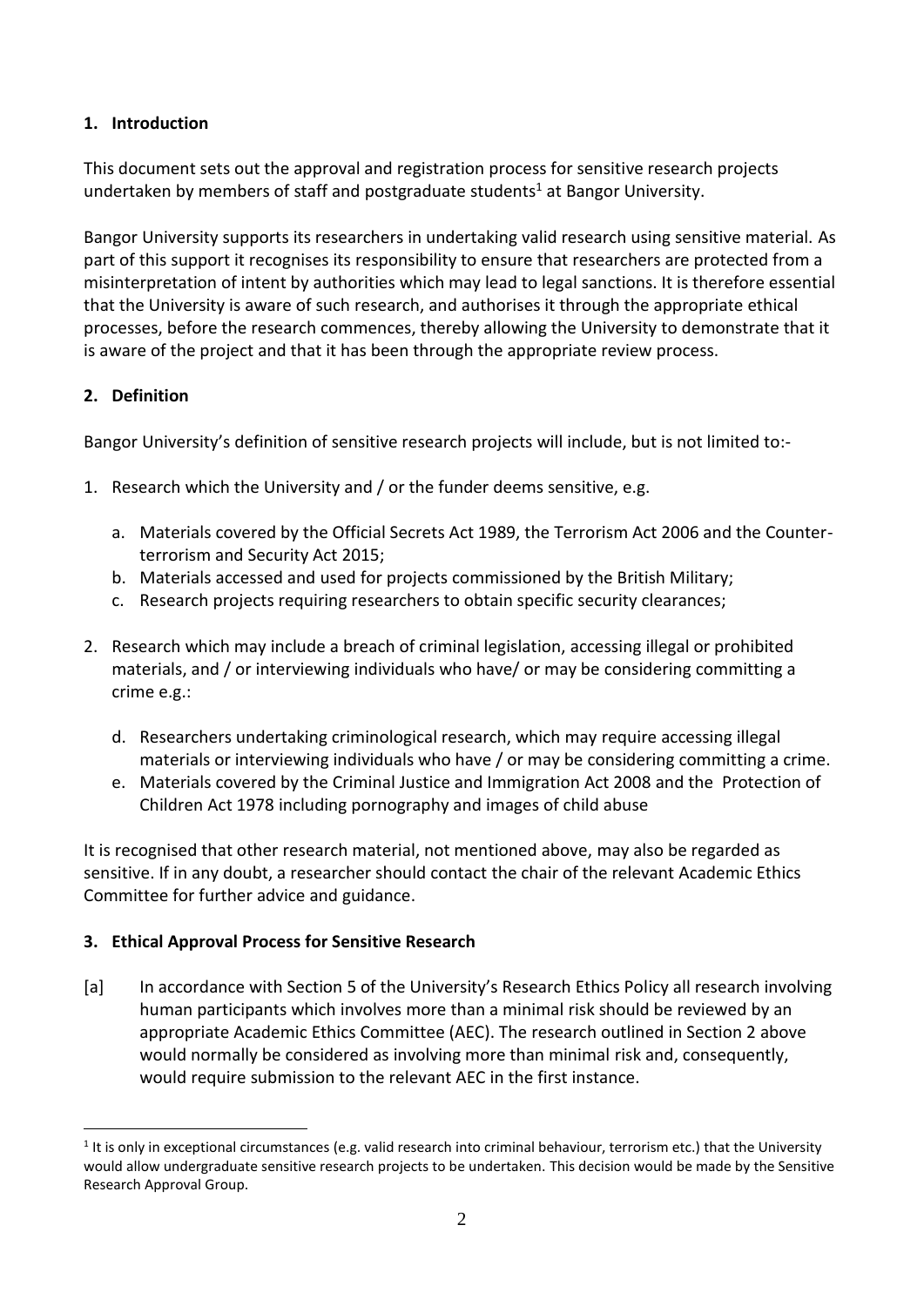## 1. Introduction

This document sets out the approval and registration process for sensitive research projects undertaken by members of staff and postgraduate students[1] at Bangor University.

Bangor University supports its researchers in undertaking valid research using sensitive material. As part of this support it recognises its responsibility to ensure that researchers are protected from a misinterpretation of intent by authorities which may lead to legal sanctions. It is therefore essential that the University is aware of such research, and authorises it through the appropriate ethical processes, before the research commences, thereby allowing the University to demonstrate that it is aware of the project and that it has been through the appropriate review process.

## 2. Definition

Bangor University's definition of sensitive research projects will include, but is not limited to:-

1. Research which the University and / or the funder deems sensitive, e.g.

   a. Materials covered by the Official Secrets Act 1989, the Terrorism Act 2006 and the Counter-terrorism and Security Act 2015;
   b. Materials accessed and used for projects commissioned by the British Military;
   c. Research projects requiring researchers to obtain specific security clearances;

2. Research which may include a breach of criminal legislation, accessing illegal or prohibited materials, and / or interviewing individuals who have/ or may be considering committing a crime e.g.:

   d. Researchers undertaking criminological research, which may require accessing illegal materials or interviewing individuals who have / or may be considering committing a crime.
   e. Materials covered by the Criminal Justice and Immigration Act 2008 and the Protection of Children Act 1978 including pornography and images of child abuse

It is recognised that other research material, not mentioned above, may also be regarded as sensitive. If in any doubt, a researcher should contact the chair of the relevant Academic Ethics Committee for further advice and guidance.

## 3. Ethical Approval Process for Sensitive Research

[a] In accordance with Section 5 of the University's Research Ethics Policy all research involving human participants which involves more than a minimal risk should be reviewed by an appropriate Academic Ethics Committee (AEC). The research outlined in Section 2 above would normally be considered as involving more than minimal risk and, consequently, would require submission to the relevant AEC in the first instance.

[1] It is only in exceptional circumstances (e.g. valid research into criminal behaviour, terrorism etc.) that the University would allow undergraduate sensitive research projects to be undertaken. This decision would be made by the Sensitive Research Approval Group.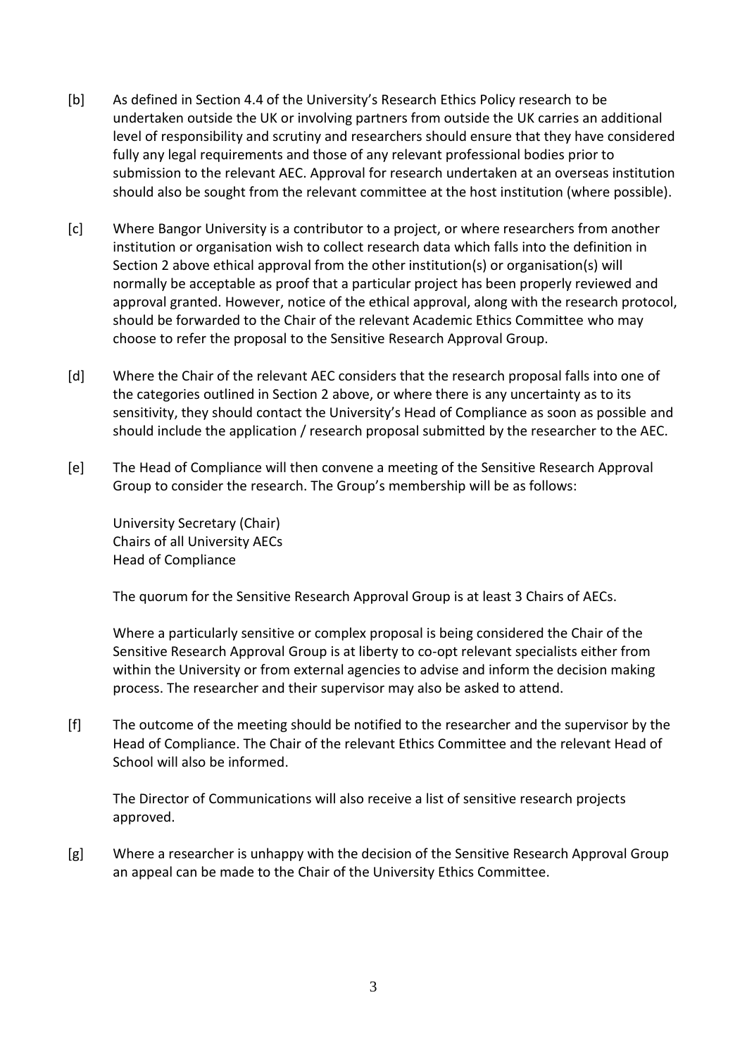[b] As defined in Section 4.4 of the University's Research Ethics Policy research to be undertaken outside the UK or involving partners from outside the UK carries an additional level of responsibility and scrutiny and researchers should ensure that they have considered fully any legal requirements and those of any relevant professional bodies prior to submission to the relevant AEC. Approval for research undertaken at an overseas institution should also be sought from the relevant committee at the host institution (where possible).

[c] Where Bangor University is a contributor to a project, or where researchers from another institution or organisation wish to collect research data which falls into the definition in Section 2 above ethical approval from the other institution(s) or organisation(s) will normally be acceptable as proof that a particular project has been properly reviewed and approval granted. However, notice of the ethical approval, along with the research protocol, should be forwarded to the Chair of the relevant Academic Ethics Committee who may choose to refer the proposal to the Sensitive Research Approval Group.

[d] Where the Chair of the relevant AEC considers that the research proposal falls into one of the categories outlined in Section 2 above, or where there is any uncertainty as to its sensitivity, they should contact the University's Head of Compliance as soon as possible and should include the application / research proposal submitted by the researcher to the AEC.

[e] The Head of Compliance will then convene a meeting of the Sensitive Research Approval Group to consider the research. The Group's membership will be as follows:

University Secretary (Chair)
Chairs of all University AECs
Head of Compliance

The quorum for the Sensitive Research Approval Group is at least 3 Chairs of AECs.

Where a particularly sensitive or complex proposal is being considered the Chair of the Sensitive Research Approval Group is at liberty to co-opt relevant specialists either from within the University or from external agencies to advise and inform the decision making process. The researcher and their supervisor may also be asked to attend.

[f] The outcome of the meeting should be notified to the researcher and the supervisor by the Head of Compliance. The Chair of the relevant Ethics Committee and the relevant Head of School will also be informed.

The Director of Communications will also receive a list of sensitive research projects approved.

[g] Where a researcher is unhappy with the decision of the Sensitive Research Approval Group an appeal can be made to the Chair of the University Ethics Committee.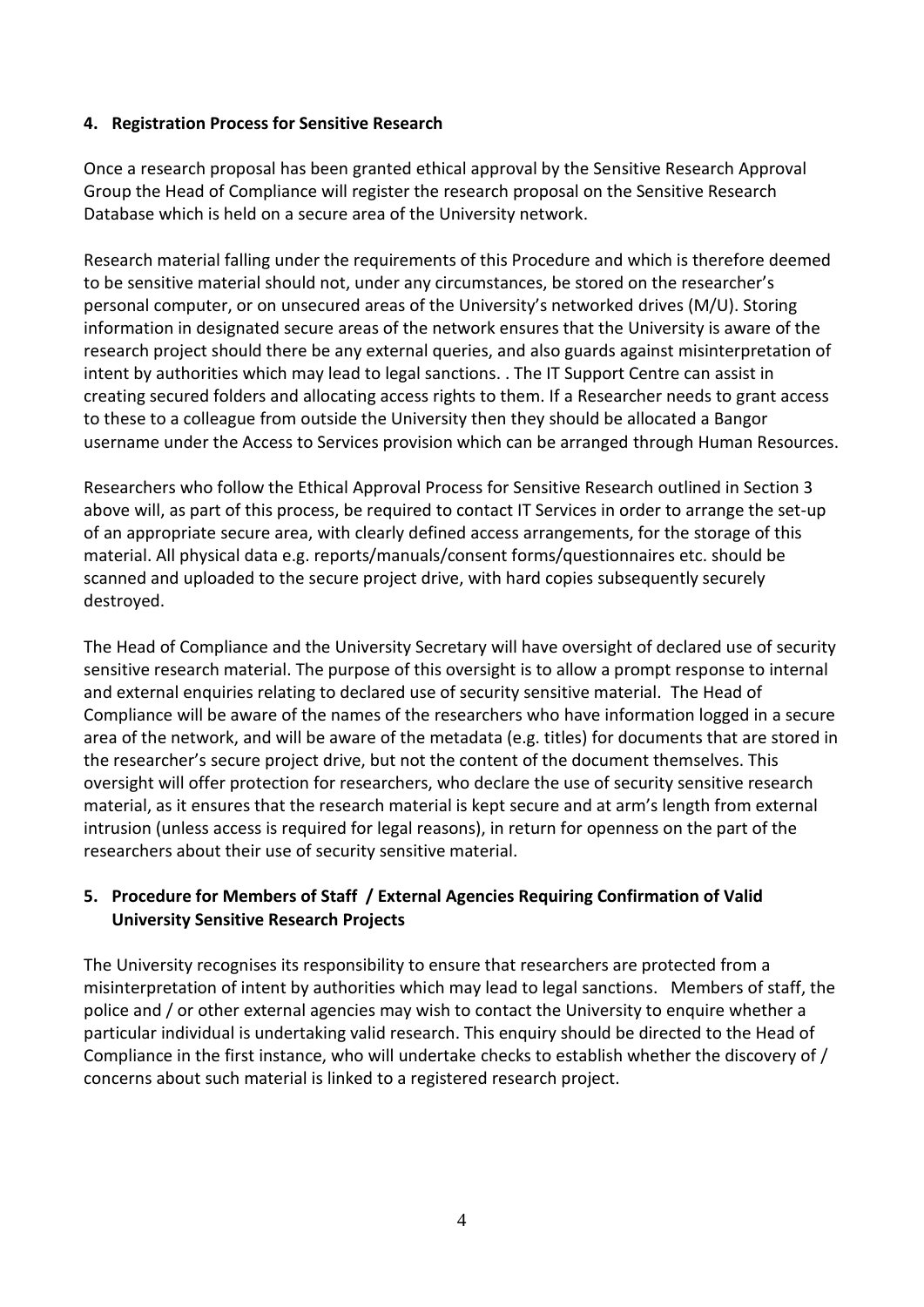## 4. Registration Process for Sensitive Research

Once a research proposal has been granted ethical approval by the Sensitive Research Approval Group the Head of Compliance will register the research proposal on the Sensitive Research Database which is held on a secure area of the University network.

Research material falling under the requirements of this Procedure and which is therefore deemed to be sensitive material should not, under any circumstances, be stored on the researcher's personal computer, or on unsecured areas of the University's networked drives (M/U). Storing information in designated secure areas of the network ensures that the University is aware of the research project should there be any external queries, and also guards against misinterpretation of intent by authorities which may lead to legal sanctions. . The IT Support Centre can assist in creating secured folders and allocating access rights to them. If a Researcher needs to grant access to these to a colleague from outside the University then they should be allocated a Bangor username under the Access to Services provision which can be arranged through Human Resources.

Researchers who follow the Ethical Approval Process for Sensitive Research outlined in Section 3 above will, as part of this process, be required to contact IT Services in order to arrange the set-up of an appropriate secure area, with clearly defined access arrangements, for the storage of this material. All physical data e.g. reports/manuals/consent forms/questionnaires etc. should be scanned and uploaded to the secure project drive, with hard copies subsequently securely destroyed.

The Head of Compliance and the University Secretary will have oversight of declared use of security sensitive research material. The purpose of this oversight is to allow a prompt response to internal and external enquiries relating to declared use of security sensitive material. The Head of Compliance will be aware of the names of the researchers who have information logged in a secure area of the network, and will be aware of the metadata (e.g. titles) for documents that are stored in the researcher's secure project drive, but not the content of the document themselves. This oversight will offer protection for researchers, who declare the use of security sensitive research material, as it ensures that the research material is kept secure and at arm's length from external intrusion (unless access is required for legal reasons), in return for openness on the part of the researchers about their use of security sensitive material.

## 5. Procedure for Members of Staff / External Agencies Requiring Confirmation of Valid University Sensitive Research Projects

The University recognises its responsibility to ensure that researchers are protected from a misinterpretation of intent by authorities which may lead to legal sanctions. Members of staff, the police and / or other external agencies may wish to contact the University to enquire whether a particular individual is undertaking valid research. This enquiry should be directed to the Head of Compliance in the first instance, who will undertake checks to establish whether the discovery of / concerns about such material is linked to a registered research project.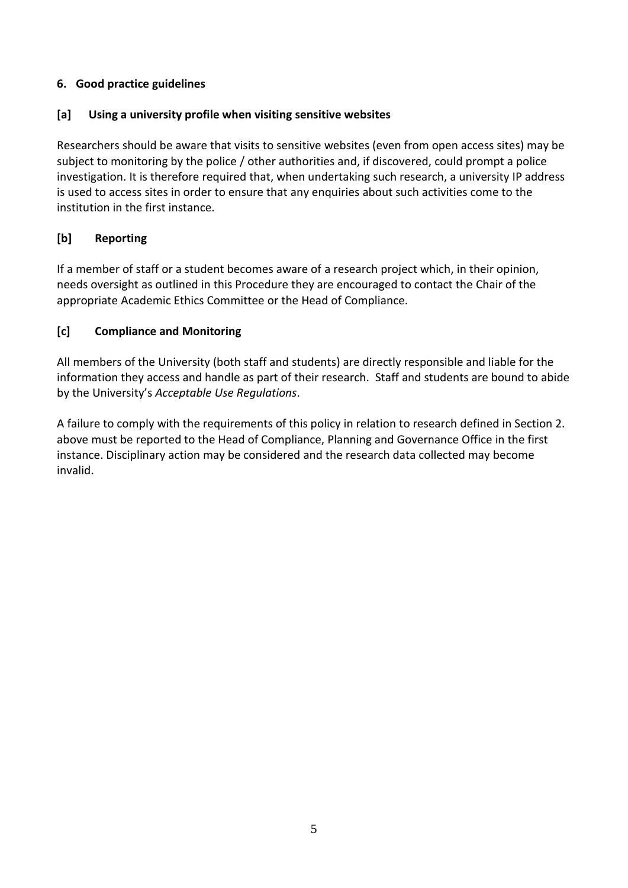## 6. Good practice guidelines

### [a] Using a university profile when visiting sensitive websites

Researchers should be aware that visits to sensitive websites (even from open access sites) may be subject to monitoring by the police / other authorities and, if discovered, could prompt a police investigation. It is therefore required that, when undertaking such research, a university IP address is used to access sites in order to ensure that any enquiries about such activities come to the institution in the first instance.

### [b] Reporting

If a member of staff or a student becomes aware of a research project which, in their opinion, needs oversight as outlined in this Procedure they are encouraged to contact the Chair of the appropriate Academic Ethics Committee or the Head of Compliance.

### [c] Compliance and Monitoring

All members of the University (both staff and students) are directly responsible and liable for the information they access and handle as part of their research. Staff and students are bound to abide by the University's *Acceptable Use Regulations*.

A failure to comply with the requirements of this policy in relation to research defined in Section 2. above must be reported to the Head of Compliance, Planning and Governance Office in the first instance. Disciplinary action may be considered and the research data collected may become invalid.